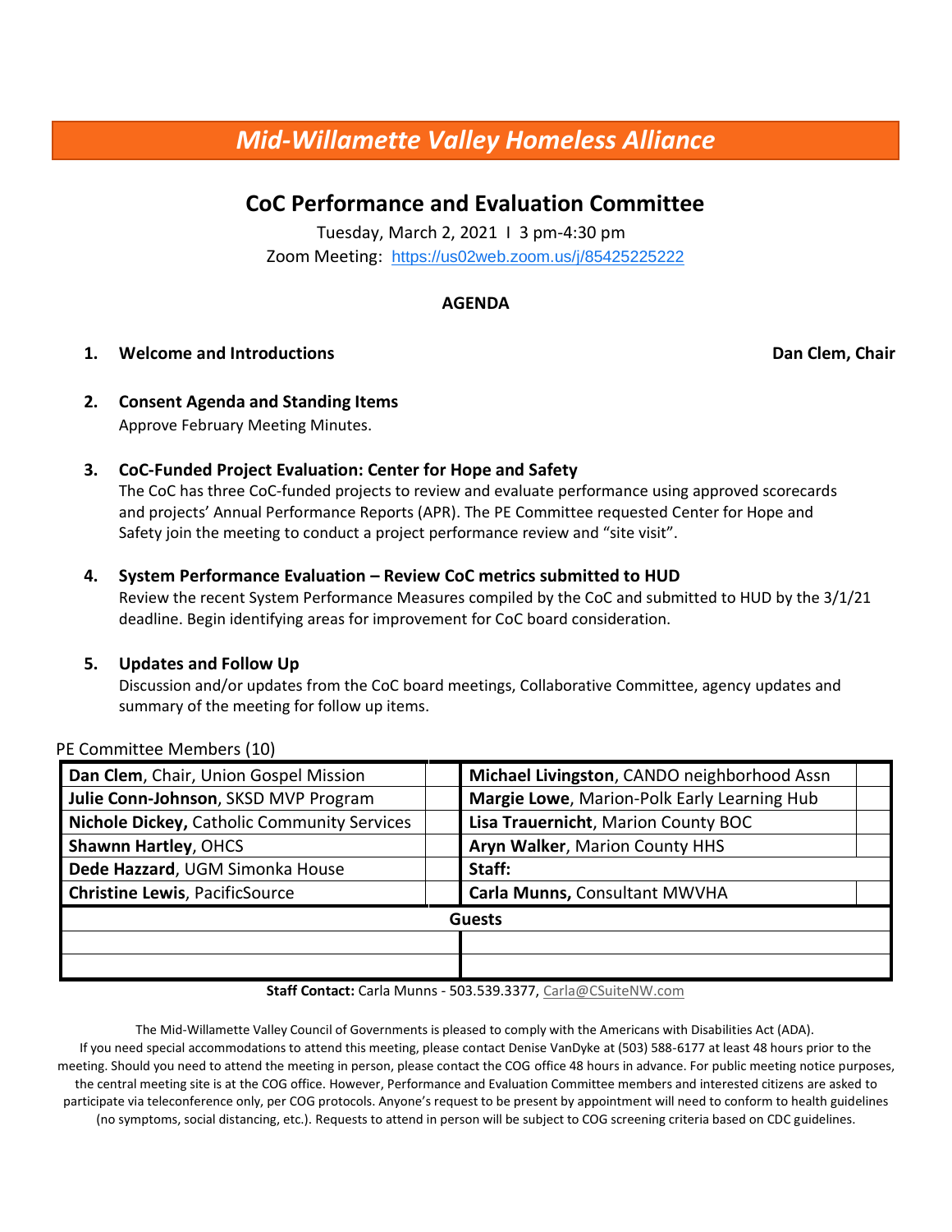# *Mid-Willamette Valley Homeless Alliance*

## CoC Performance and Evaluation Committee

Tuesday, March 2, 2021 I 3 pm-4:30 pm

Zoom Meeting: https://us02web.zoom.us/j/85425225222

**AGENDA**

1. **Welcome and Introductions** — **Dan Clem, Chair**

2. **Consent Agenda and Standing Items**
   Approve February Meeting Minutes.

3. **CoC-Funded Project Evaluation: Center for Hope and Safety**
   The CoC has three CoC-funded projects to review and evaluate performance using approved scorecards and projects' Annual Performance Reports (APR). The PE Committee requested Center for Hope and Safety join the meeting to conduct a project performance review and "site visit".

4. **System Performance Evaluation – Review CoC metrics submitted to HUD**
   Review the recent System Performance Measures compiled by the CoC and submitted to HUD by the 3/1/21 deadline. Begin identifying areas for improvement for CoC board consideration.

5. **Updates and Follow Up**
   Discussion and/or updates from the CoC board meetings, Collaborative Committee, agency updates and summary of the meeting for follow up items.

PE Committee Members (10)

| | | | |
|---|---|---|---|
| **Dan Clem**, Chair, Union Gospel Mission | | **Michael Livingston**, CANDO neighborhood Assn | |
| **Julie Conn-Johnson**, SKSD MVP Program | | **Margie Lowe**, Marion-Polk Early Learning Hub | |
| **Nichole Dickey,** Catholic Community Services | | **Lisa Trauernicht**, Marion County BOC | |
| **Shawnn Hartley**, OHCS | | **Aryn Walker**, Marion County HHS | |
| **Dede Hazzard**, UGM Simonka House | | **Staff:** | |
| **Christine Lewis**, PacificSource | | **Carla Munns,** Consultant MWVHA | |
| **Guests** | | | |
| | | | |
| | | | |

**Staff Contact:** Carla Munns - 503.539.3377, Carla@CSuiteNW.com

The Mid-Willamette Valley Council of Governments is pleased to comply with the Americans with Disabilities Act (ADA). If you need special accommodations to attend this meeting, please contact Denise VanDyke at (503) 588-6177 at least 48 hours prior to the meeting. Should you need to attend the meeting in person, please contact the COG office 48 hours in advance. For public meeting notice purposes, the central meeting site is at the COG office. However, Performance and Evaluation Committee members and interested citizens are asked to participate via teleconference only, per COG protocols. Anyone's request to be present by appointment will need to conform to health guidelines (no symptoms, social distancing, etc.). Requests to attend in person will be subject to COG screening criteria based on CDC guidelines.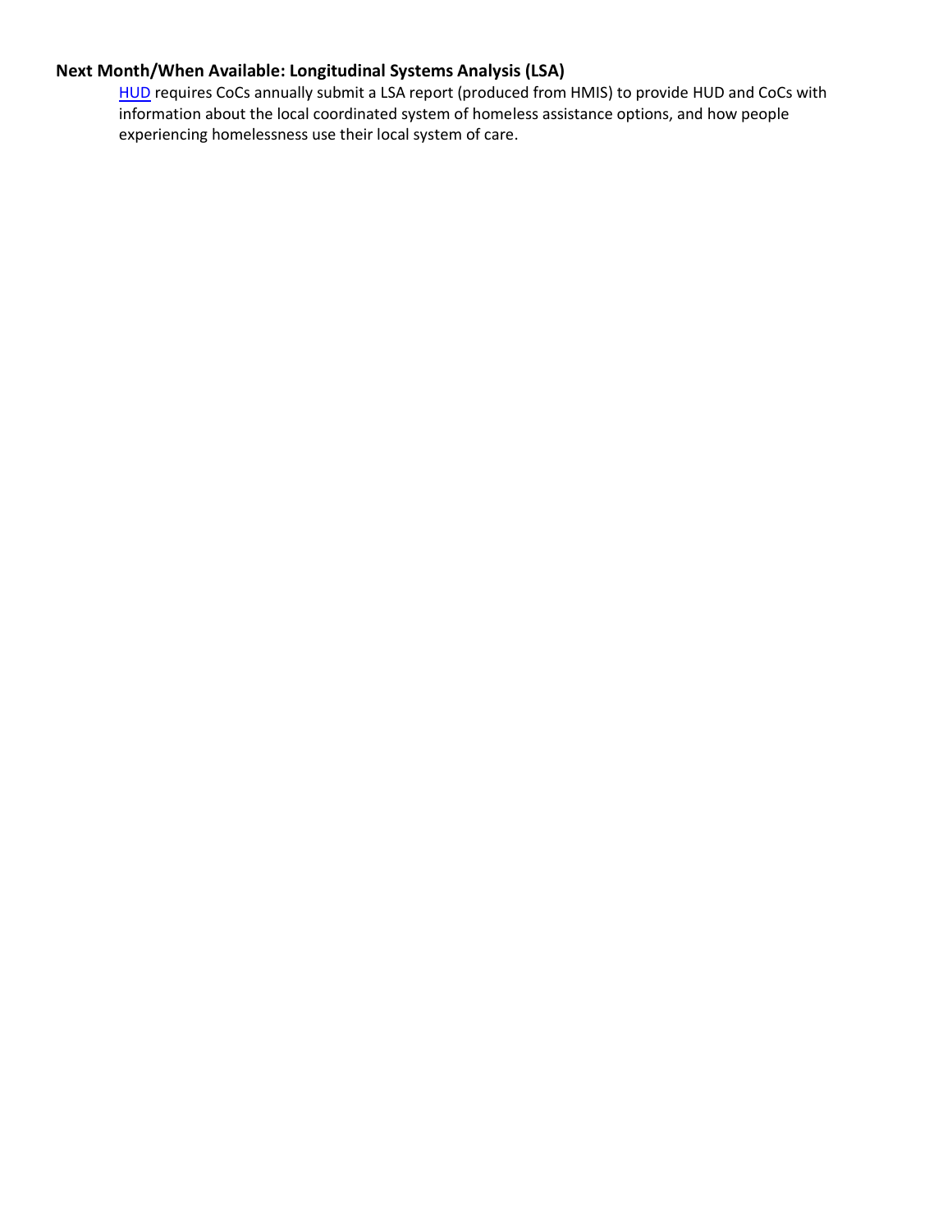**Next Month/When Available: Longitudinal Systems Analysis (LSA)**

HUD requires CoCs annually submit a LSA report (produced from HMIS) to provide HUD and CoCs with information about the local coordinated system of homeless assistance options, and how people experiencing homelessness use their local system of care.